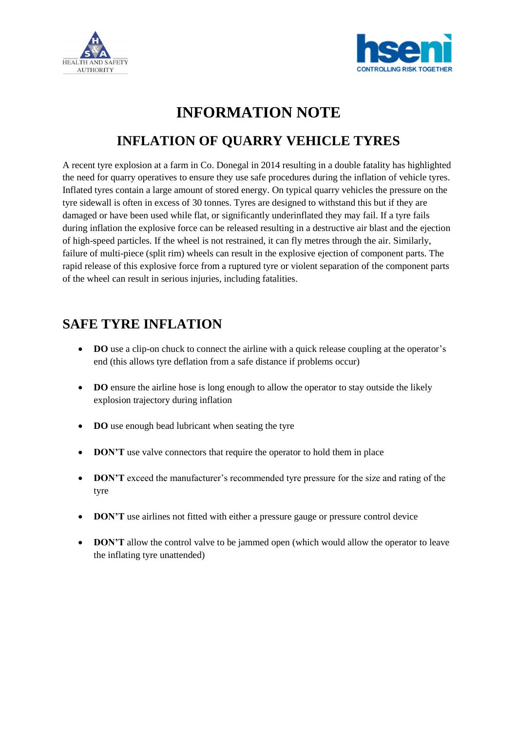HEALTH AND SAFETY AUTHORITY

hseni
CONTROLLING RISK TOGETHER

# INFORMATION NOTE

## INFLATION OF QUARRY VEHICLE TYRES

A recent tyre explosion at a farm in Co. Donegal in 2014 resulting in a double fatality has highlighted the need for quarry operatives to ensure they use safe procedures during the inflation of vehicle tyres. Inflated tyres contain a large amount of stored energy. On typical quarry vehicles the pressure on the tyre sidewall is often in excess of 30 tonnes. Tyres are designed to withstand this but if they are damaged or have been used while flat, or significantly underinflated they may fail. If a tyre fails during inflation the explosive force can be released resulting in a destructive air blast and the ejection of high-speed particles. If the wheel is not restrained, it can fly metres through the air. Similarly, failure of multi-piece (split rim) wheels can result in the explosive ejection of component parts. The rapid release of this explosive force from a ruptured tyre or violent separation of the component parts of the wheel can result in serious injuries, including fatalities.

## SAFE TYRE INFLATION

- **DO** use a clip-on chuck to connect the airline with a quick release coupling at the operator's end (this allows tyre deflation from a safe distance if problems occur)
- **DO** ensure the airline hose is long enough to allow the operator to stay outside the likely explosion trajectory during inflation
- **DO** use enough bead lubricant when seating the tyre
- **DON'T** use valve connectors that require the operator to hold them in place
- **DON'T** exceed the manufacturer's recommended tyre pressure for the size and rating of the tyre
- **DON'T** use airlines not fitted with either a pressure gauge or pressure control device
- **DON'T** allow the control valve to be jammed open (which would allow the operator to leave the inflating tyre unattended)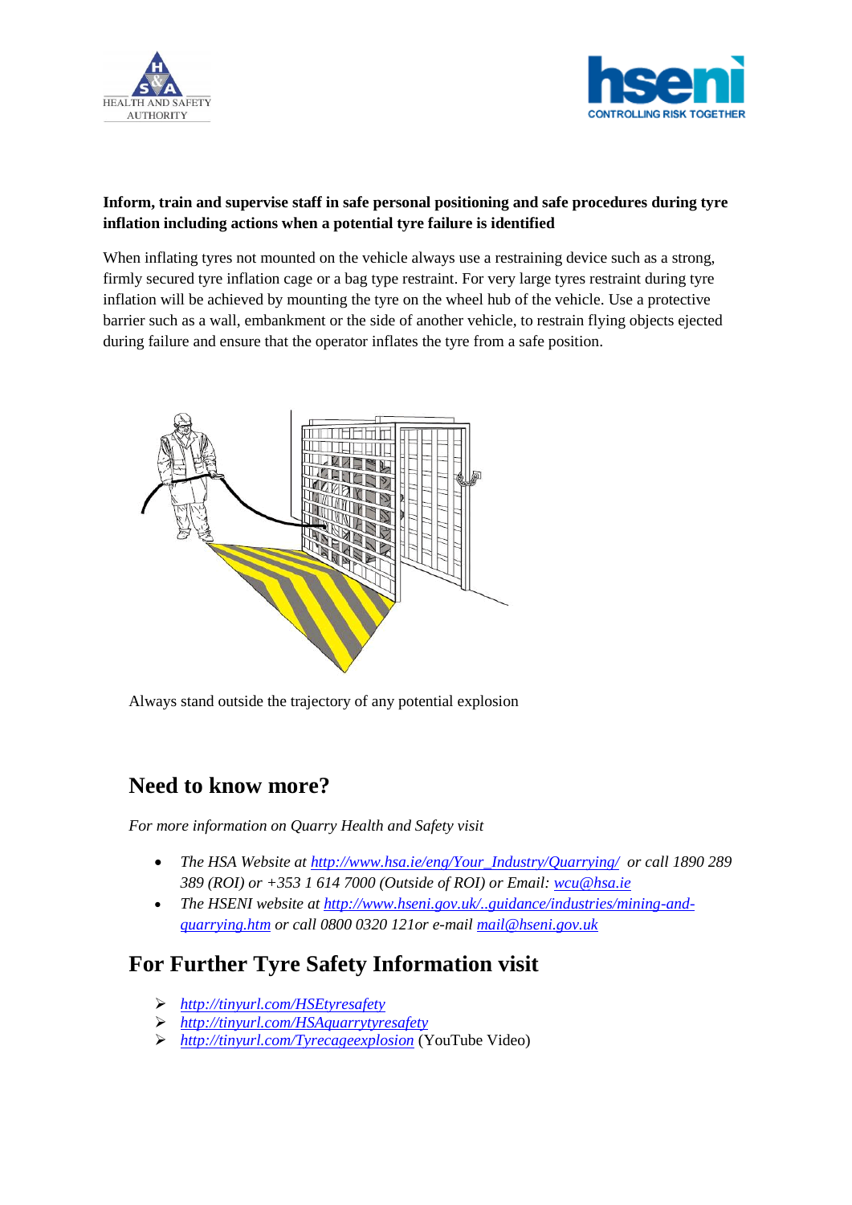**Inform, train and supervise staff in safe personal positioning and safe procedures during tyre inflation including actions when a potential tyre failure is identified**

When inflating tyres not mounted on the vehicle always use a restraining device such as a strong, firmly secured tyre inflation cage or a bag type restraint. For very large tyres restraint during tyre inflation will be achieved by mounting the tyre on the wheel hub of the vehicle. Use a protective barrier such as a wall, embankment or the side of another vehicle, to restrain flying objects ejected during failure and ensure that the operator inflates the tyre from a safe position.

Always stand outside the trajectory of any potential explosion

## Need to know more?

*For more information on Quarry Health and Safety visit*

- *The HSA Website at http://www.hsa.ie/eng/Your_Industry/Quarrying/ or call 1890 289 389 (ROI) or +353 1 614 7000 (Outside of ROI) or Email: wcu@hsa.ie*
- *The HSENI website at http://www.hseni.gov.uk/..guidance/industries/mining-and-quarrying.htm or call 0800 0320 121or e-mail mail@hseni.gov.uk*

## For Further Tyre Safety Information visit

- *http://tinyurl.com/HSEtyresafety*
- *http://tinyurl.com/HSAquarrytyresafety*
- *http://tinyurl.com/Tyrecageexplosion* (YouTube Video)